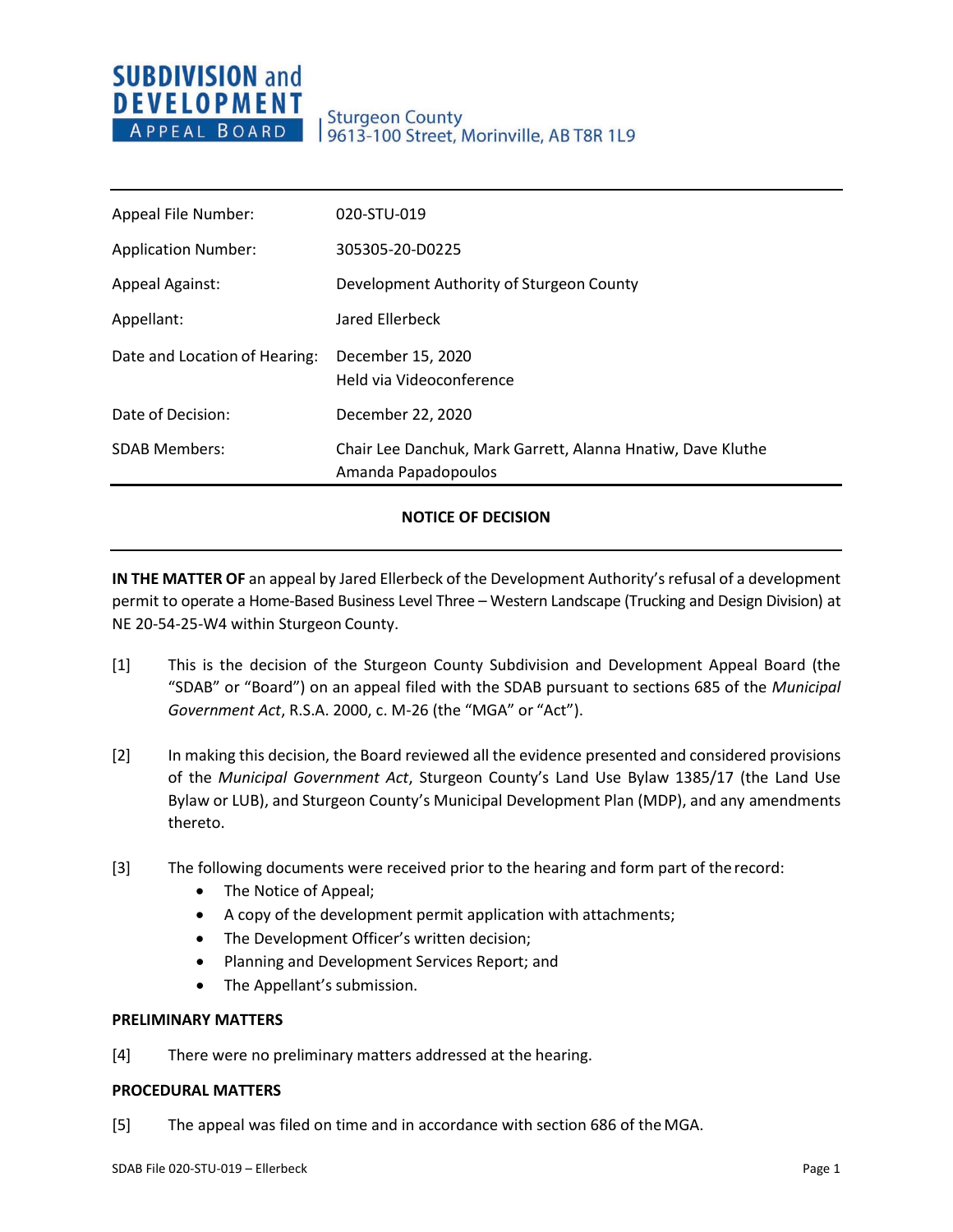**SUBDIVISION and DEVELOPMENT APPEAL BOARD**

Sturgeon County
9613-100 Street, Morinville, AB T8R 1L9

| | |
|---|---|
| Appeal File Number: | 020-STU-019 |
| Application Number: | 305305-20-D0225 |
| Appeal Against: | Development Authority of Sturgeon County |
| Appellant: | Jared Ellerbeck |
| Date and Location of Hearing: | December 15, 2020<br>Held via Videoconference |
| Date of Decision: | December 22, 2020 |
| SDAB Members: | Chair Lee Danchuk, Mark Garrett, Alanna Hnatiw, Dave Kluthe Amanda Papadopoulos |

**NOTICE OF DECISION**

**IN THE MATTER OF** an appeal by Jared Ellerbeck of the Development Authority's refusal of a development permit to operate a Home-Based Business Level Three – Western Landscape (Trucking and Design Division) at NE 20-54-25-W4 within Sturgeon County.

[1] This is the decision of the Sturgeon County Subdivision and Development Appeal Board (the "SDAB" or "Board") on an appeal filed with the SDAB pursuant to sections 685 of the *Municipal Government Act*, R.S.A. 2000, c. M-26 (the "MGA" or "Act").

[2] In making this decision, the Board reviewed all the evidence presented and considered provisions of the *Municipal Government Act*, Sturgeon County's Land Use Bylaw 1385/17 (the Land Use Bylaw or LUB), and Sturgeon County's Municipal Development Plan (MDP), and any amendments thereto.

[3] The following documents were received prior to the hearing and form part of the record:

- The Notice of Appeal;
- A copy of the development permit application with attachments;
- The Development Officer's written decision;
- Planning and Development Services Report; and
- The Appellant's submission.

**PRELIMINARY MATTERS**

[4] There were no preliminary matters addressed at the hearing.

**PROCEDURAL MATTERS**

[5] The appeal was filed on time and in accordance with section 686 of the MGA.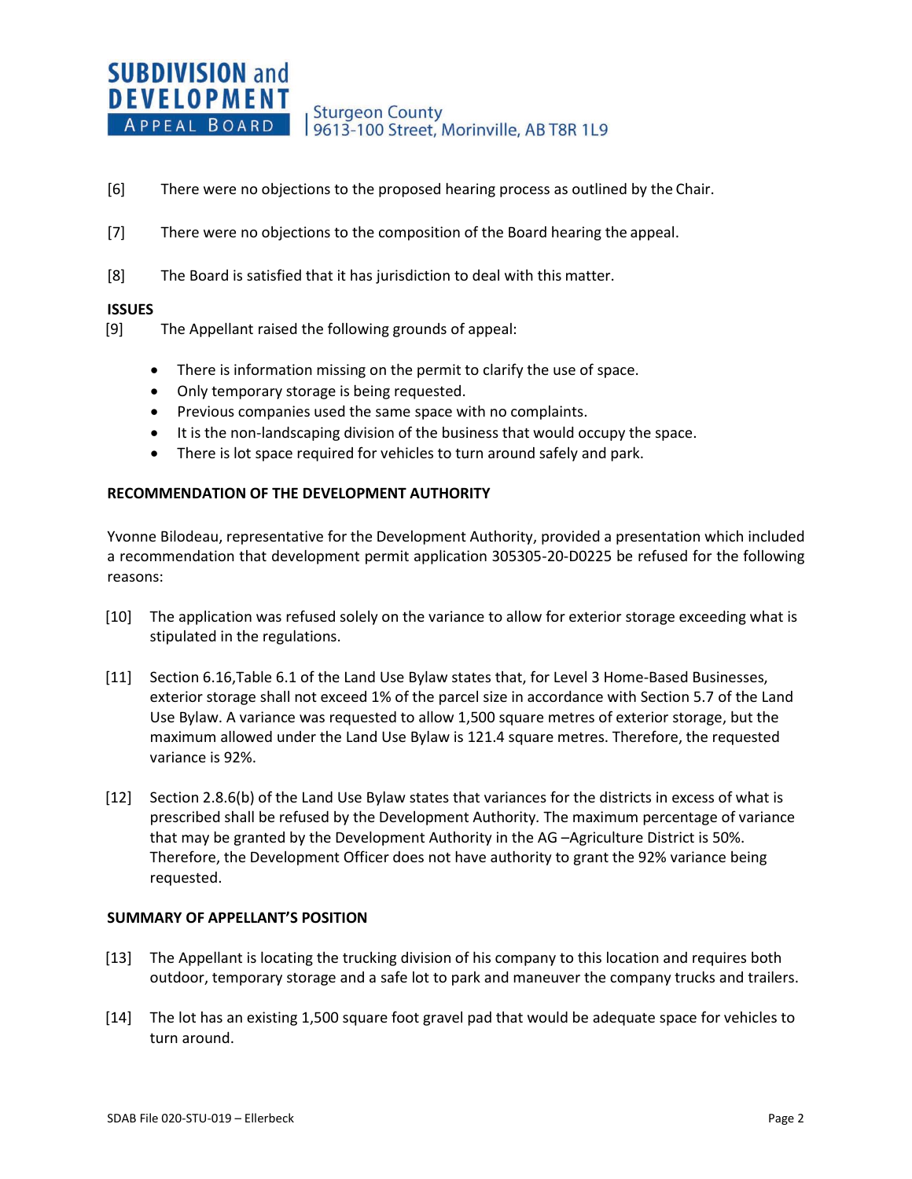[6] There were no objections to the proposed hearing process as outlined by the Chair.

[7] There were no objections to the composition of the Board hearing the appeal.

[8] The Board is satisfied that it has jurisdiction to deal with this matter.

**ISSUES**

[9] The Appellant raised the following grounds of appeal:

- There is information missing on the permit to clarify the use of space.
- Only temporary storage is being requested.
- Previous companies used the same space with no complaints.
- It is the non-landscaping division of the business that would occupy the space.
- There is lot space required for vehicles to turn around safely and park.

**RECOMMENDATION OF THE DEVELOPMENT AUTHORITY**

Yvonne Bilodeau, representative for the Development Authority, provided a presentation which included a recommendation that development permit application 305305-20-D0225 be refused for the following reasons:

[10] The application was refused solely on the variance to allow for exterior storage exceeding what is stipulated in the regulations.

[11] Section 6.16,Table 6.1 of the Land Use Bylaw states that, for Level 3 Home-Based Businesses, exterior storage shall not exceed 1% of the parcel size in accordance with Section 5.7 of the Land Use Bylaw. A variance was requested to allow 1,500 square metres of exterior storage, but the maximum allowed under the Land Use Bylaw is 121.4 square metres. Therefore, the requested variance is 92%.

[12] Section 2.8.6(b) of the Land Use Bylaw states that variances for the districts in excess of what is prescribed shall be refused by the Development Authority. The maximum percentage of variance that may be granted by the Development Authority in the AG –Agriculture District is 50%. Therefore, the Development Officer does not have authority to grant the 92% variance being requested.

**SUMMARY OF APPELLANT'S POSITION**

[13] The Appellant is locating the trucking division of his company to this location and requires both outdoor, temporary storage and a safe lot to park and maneuver the company trucks and trailers.

[14] The lot has an existing 1,500 square foot gravel pad that would be adequate space for vehicles to turn around.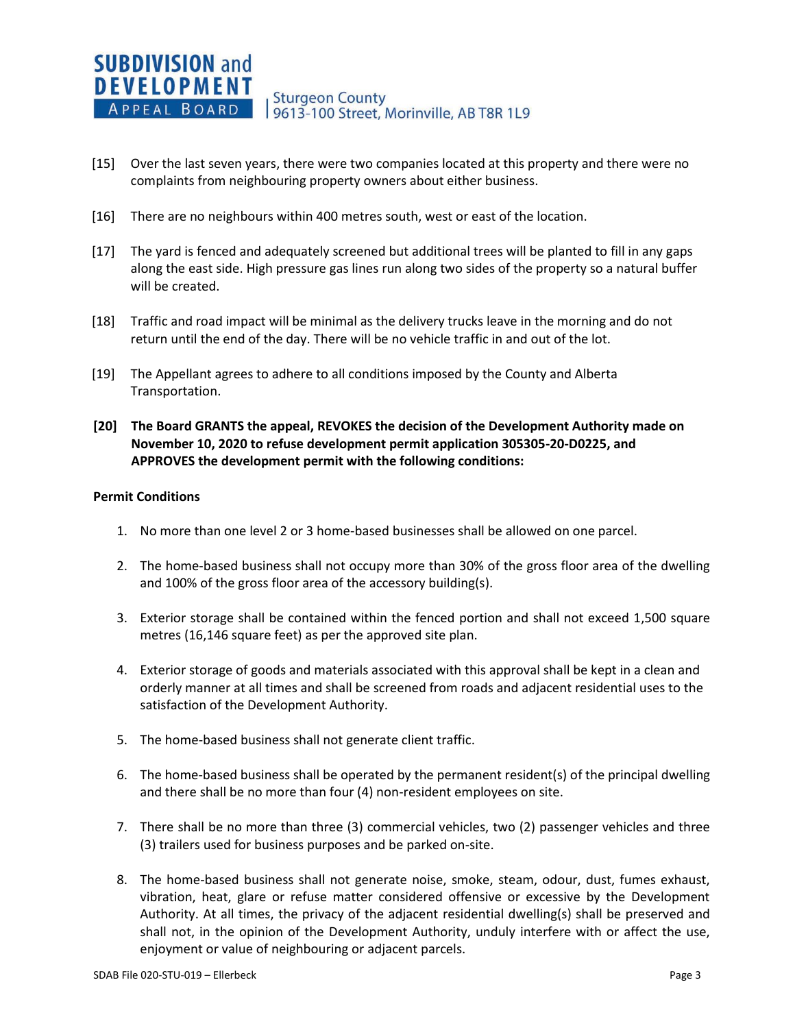[15] Over the last seven years, there were two companies located at this property and there were no complaints from neighbouring property owners about either business.

[16] There are no neighbours within 400 metres south, west or east of the location.

[17] The yard is fenced and adequately screened but additional trees will be planted to fill in any gaps along the east side. High pressure gas lines run along two sides of the property so a natural buffer will be created.

[18] Traffic and road impact will be minimal as the delivery trucks leave in the morning and do not return until the end of the day. There will be no vehicle traffic in and out of the lot.

[19] The Appellant agrees to adhere to all conditions imposed by the County and Alberta Transportation.

**[20] The Board GRANTS the appeal, REVOKES the decision of the Development Authority made on November 10, 2020 to refuse development permit application 305305-20-D0225, and APPROVES the development permit with the following conditions:**

**Permit Conditions**

1. No more than one level 2 or 3 home-based businesses shall be allowed on one parcel.

2. The home-based business shall not occupy more than 30% of the gross floor area of the dwelling and 100% of the gross floor area of the accessory building(s).

3. Exterior storage shall be contained within the fenced portion and shall not exceed 1,500 square metres (16,146 square feet) as per the approved site plan.

4. Exterior storage of goods and materials associated with this approval shall be kept in a clean and orderly manner at all times and shall be screened from roads and adjacent residential uses to the satisfaction of the Development Authority.

5. The home-based business shall not generate client traffic.

6. The home-based business shall be operated by the permanent resident(s) of the principal dwelling and there shall be no more than four (4) non-resident employees on site.

7. There shall be no more than three (3) commercial vehicles, two (2) passenger vehicles and three (3) trailers used for business purposes and be parked on-site.

8. The home-based business shall not generate noise, smoke, steam, odour, dust, fumes exhaust, vibration, heat, glare or refuse matter considered offensive or excessive by the Development Authority. At all times, the privacy of the adjacent residential dwelling(s) shall be preserved and shall not, in the opinion of the Development Authority, unduly interfere with or affect the use, enjoyment or value of neighbouring or adjacent parcels.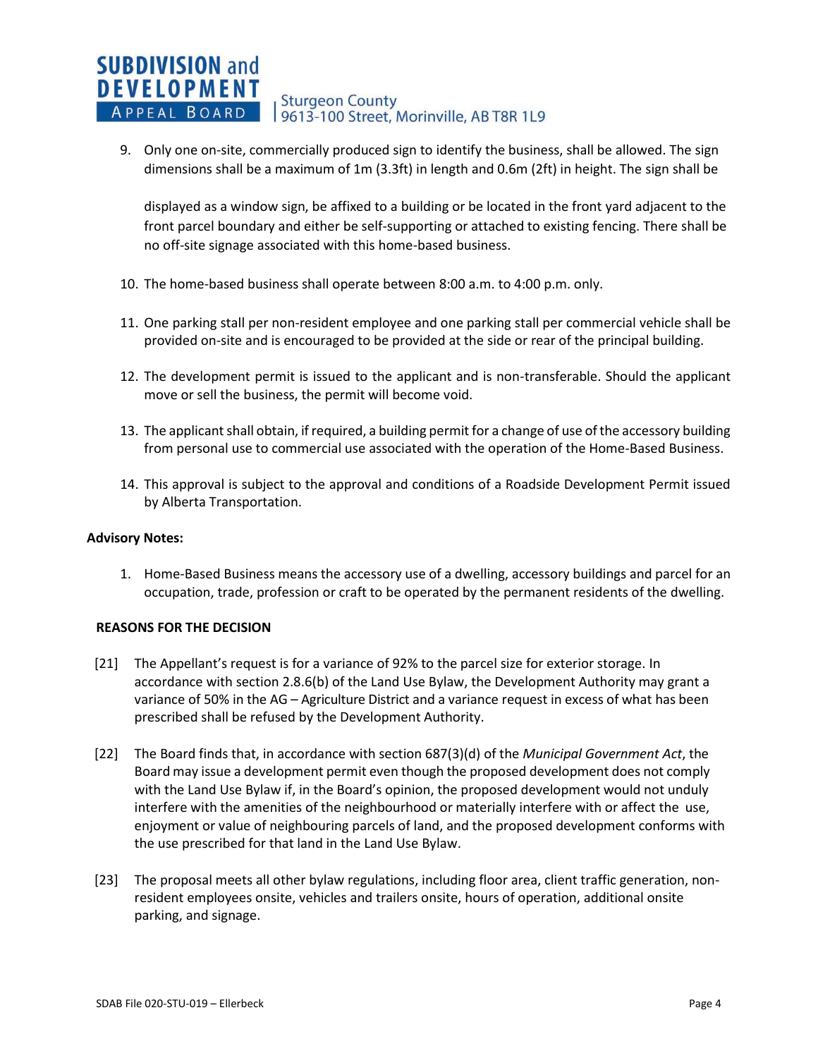9. Only one on-site, commercially produced sign to identify the business, shall be allowed. The sign dimensions shall be a maximum of 1m (3.3ft) in length and 0.6m (2ft) in height. The sign shall be displayed as a window sign, be affixed to a building or be located in the front yard adjacent to the front parcel boundary and either be self-supporting or attached to existing fencing. There shall be no off-site signage associated with this home-based business.

10. The home-based business shall operate between 8:00 a.m. to 4:00 p.m. only.

11. One parking stall per non-resident employee and one parking stall per commercial vehicle shall be provided on-site and is encouraged to be provided at the side or rear of the principal building.

12. The development permit is issued to the applicant and is non-transferable. Should the applicant move or sell the business, the permit will become void.

13. The applicant shall obtain, if required, a building permit for a change of use of the accessory building from personal use to commercial use associated with the operation of the Home-Based Business.

14. This approval is subject to the approval and conditions of a Roadside Development Permit issued by Alberta Transportation.

**Advisory Notes:**

1. Home-Based Business means the accessory use of a dwelling, accessory buildings and parcel for an occupation, trade, profession or craft to be operated by the permanent residents of the dwelling.

**REASONS FOR THE DECISION**

[21] The Appellant's request is for a variance of 92% to the parcel size for exterior storage. In accordance with section 2.8.6(b) of the Land Use Bylaw, the Development Authority may grant a variance of 50% in the AG – Agriculture District and a variance request in excess of what has been prescribed shall be refused by the Development Authority.

[22] The Board finds that, in accordance with section 687(3)(d) of the *Municipal Government Act*, the Board may issue a development permit even though the proposed development does not comply with the Land Use Bylaw if, in the Board's opinion, the proposed development would not unduly interfere with the amenities of the neighbourhood or materially interfere with or affect the use, enjoyment or value of neighbouring parcels of land, and the proposed development conforms with the use prescribed for that land in the Land Use Bylaw.

[23] The proposal meets all other bylaw regulations, including floor area, client traffic generation, non-resident employees onsite, vehicles and trailers onsite, hours of operation, additional onsite parking, and signage.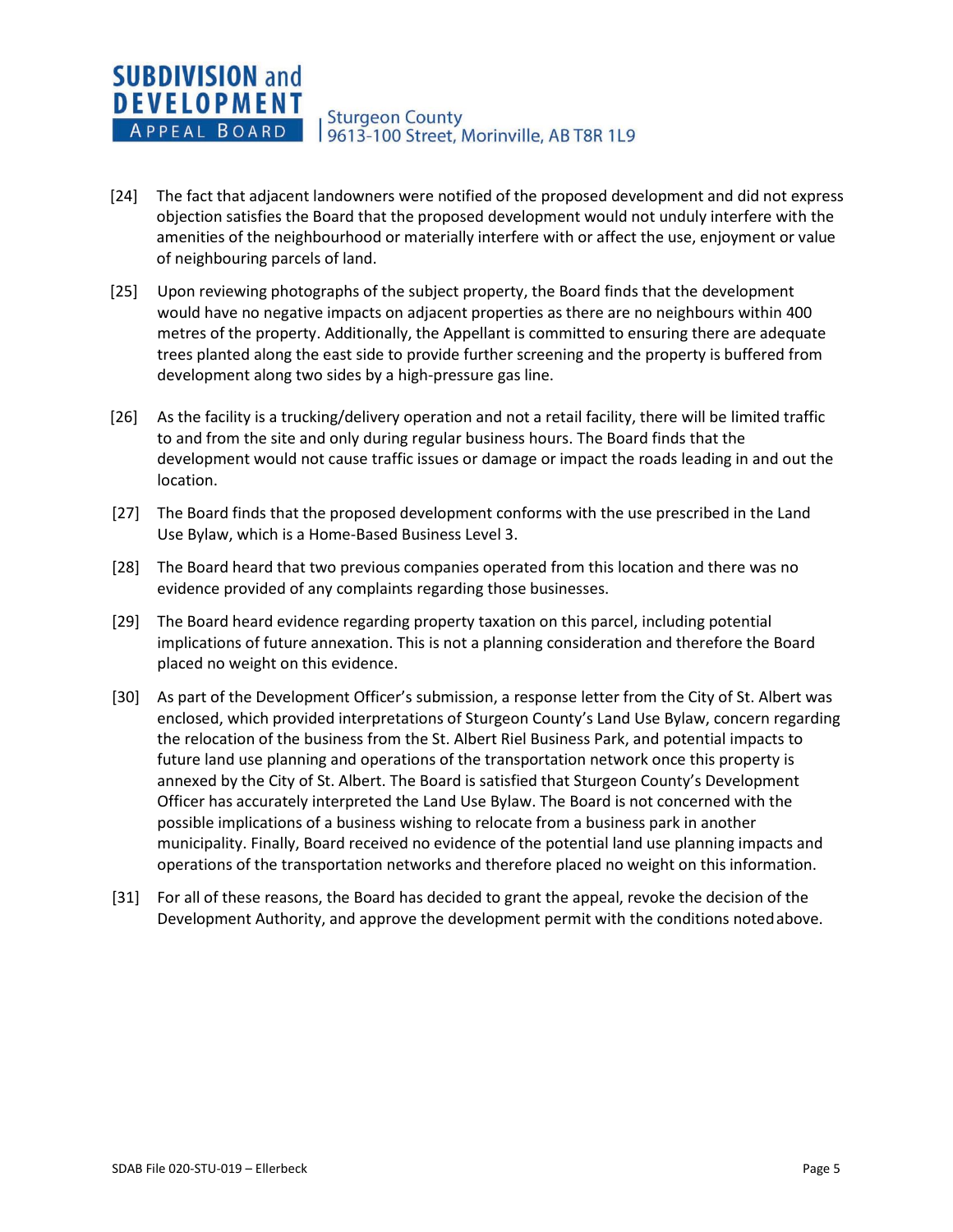[24] The fact that adjacent landowners were notified of the proposed development and did not express objection satisfies the Board that the proposed development would not unduly interfere with the amenities of the neighbourhood or materially interfere with or affect the use, enjoyment or value of neighbouring parcels of land.

[25] Upon reviewing photographs of the subject property, the Board finds that the development would have no negative impacts on adjacent properties as there are no neighbours within 400 metres of the property. Additionally, the Appellant is committed to ensuring there are adequate trees planted along the east side to provide further screening and the property is buffered from development along two sides by a high-pressure gas line.

[26] As the facility is a trucking/delivery operation and not a retail facility, there will be limited traffic to and from the site and only during regular business hours. The Board finds that the development would not cause traffic issues or damage or impact the roads leading in and out the location.

[27] The Board finds that the proposed development conforms with the use prescribed in the Land Use Bylaw, which is a Home-Based Business Level 3.

[28] The Board heard that two previous companies operated from this location and there was no evidence provided of any complaints regarding those businesses.

[29] The Board heard evidence regarding property taxation on this parcel, including potential implications of future annexation. This is not a planning consideration and therefore the Board placed no weight on this evidence.

[30] As part of the Development Officer's submission, a response letter from the City of St. Albert was enclosed, which provided interpretations of Sturgeon County's Land Use Bylaw, concern regarding the relocation of the business from the St. Albert Riel Business Park, and potential impacts to future land use planning and operations of the transportation network once this property is annexed by the City of St. Albert. The Board is satisfied that Sturgeon County's Development Officer has accurately interpreted the Land Use Bylaw. The Board is not concerned with the possible implications of a business wishing to relocate from a business park in another municipality. Finally, Board received no evidence of the potential land use planning impacts and operations of the transportation networks and therefore placed no weight on this information.

[31] For all of these reasons, the Board has decided to grant the appeal, revoke the decision of the Development Authority, and approve the development permit with the conditions noted above.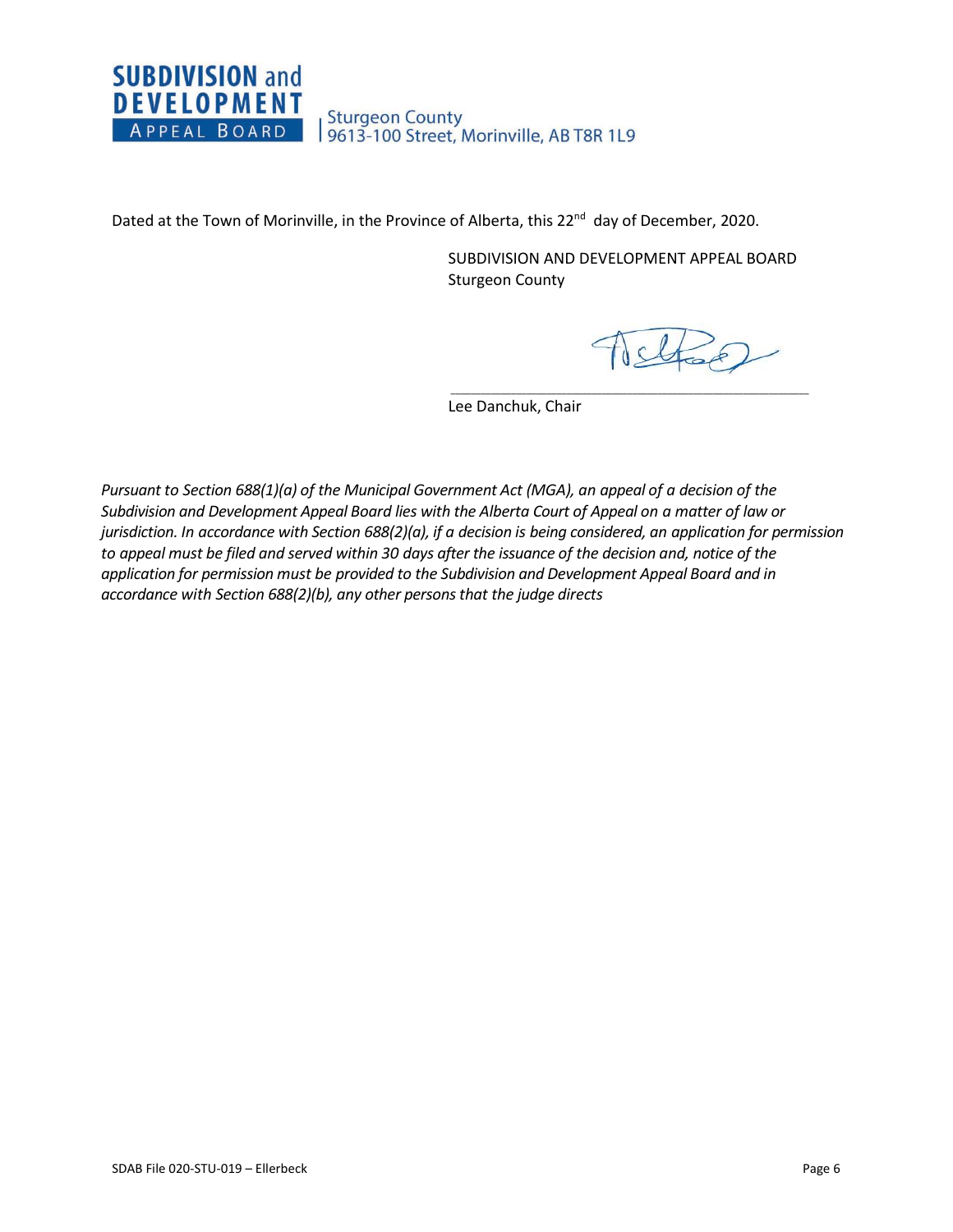Dated at the Town of Morinville, in the Province of Alberta, this 22nd day of December, 2020.

SUBDIVISION AND DEVELOPMENT APPEAL BOARD
Sturgeon County

Lee Danchuk, Chair

*Pursuant to Section 688(1)(a) of the Municipal Government Act (MGA), an appeal of a decision of the Subdivision and Development Appeal Board lies with the Alberta Court of Appeal on a matter of law or jurisdiction. In accordance with Section 688(2)(a), if a decision is being considered, an application for permission to appeal must be filed and served within 30 days after the issuance of the decision and, notice of the application for permission must be provided to the Subdivision and Development Appeal Board and in accordance with Section 688(2)(b), any other persons that the judge directs*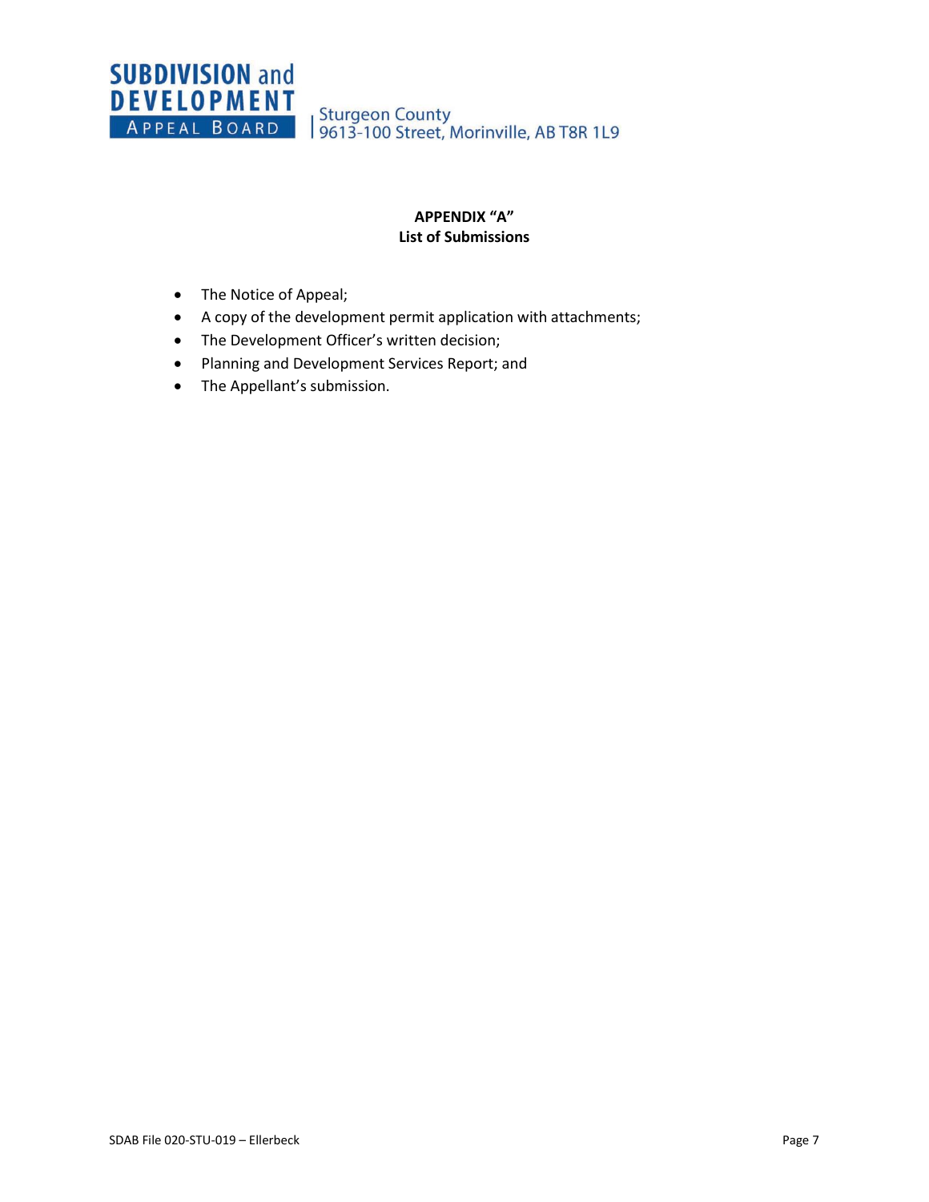## APPENDIX "A"
## List of Submissions

- The Notice of Appeal;
- A copy of the development permit application with attachments;
- The Development Officer's written decision;
- Planning and Development Services Report; and
- The Appellant's submission.